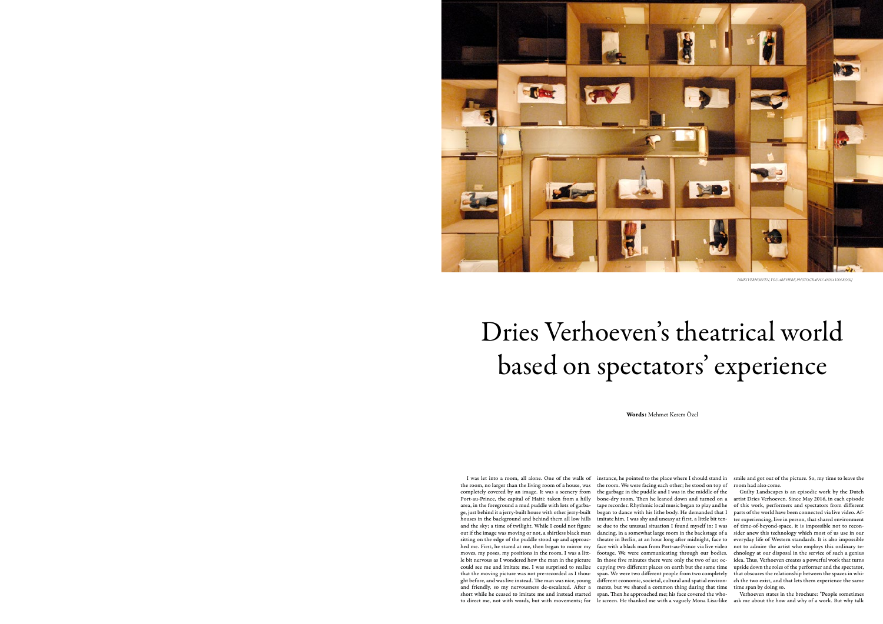DRIES VERHOEVEN, YOU ARE HERE. PHOTOGRAPHY: ANNA VAN KOOIJ

# Dries Verhoeven's theatrical world based on spectators' experience

**Words:** Mehmet Kerem Özel

I was let into a room, all alone. One of the walls of the room, no larger than the living room of a house, was completely covered by an image. It was a scenery from Port-au-Prince, the capital of Haiti: taken from a hilly area, in the foreground a mud puddle with lots of garbage, just behind it a jerry-built house with other jerry-built houses in the background and behind them all low hills and the sky; a time of twilight. While I could not figure out if the image was moving or not, a shirtless black man sitting on the edge of the puddle stood up and approached me. First, he stared at me, then began to mirror my moves, my poses, my positions in the room. I was a little bit nervous as I wondered how the man in the picture could see me and imitate me. I was surprised to realize that the moving picture was not pre-recorded as I thought before, and was live instead. The man was nice, young and friendly, so my nervousness de-escalated. After a short while he ceased to imitate me and instead started to direct me, not with words, but with movements; for instance, he pointed to the place where I should stand in the room. We were facing each other; he stood on top of the garbage in the puddle and I was in the middle of the bone-dry room. Then he leaned down and turned on a tape recorder. Rhythmic local music began to play and he began to dance with his lithe body. He demanded that I imitate him. I was shy and uneasy at first, a little bit tense due to the unusual situation I found myself in: I was dancing, in a somewhat large room in the backstage of a theatre in Berlin, at an hour long after midnight, face to face with a black man from Port-au-Prince via live video footage. We were communicating through our bodies. In those five minutes there were only the two of us; occupying two different places on earth but the same time span. We were two different people from two completely different economic, societal, cultural and spatial environments, but we shared a common thing during that time span. Then he approached me; his face covered the whole screen. He thanked me with a vaguely Mona Lisa-like smile and got out of the picture. So, my time to leave the room had also come.

Guilty Landscapes is an episodic work by the Dutch artist Dries Verhoeven. Since May 2016, in each episode of this work, performers and spectators from different parts of the world have been connected via live video. After experiencing, live in person, that shared environment of time-of-beyond-space, it is impossible not to reconsider anew this technology which most of us use in our everyday life of Western standards. It is also impossible not to admire the artist who employs this ordinary technology at our disposal in the service of such a genius idea. Thus, Verhoeven creates a powerful work that turns upside down the roles of the performer and the spectator, that obscures the relationship between the spaces in which the two exist, and that lets them experience the same time span by doing so.

Verhoeven states in the brochure: "People sometimes ask me about the how and why of a work. But why talk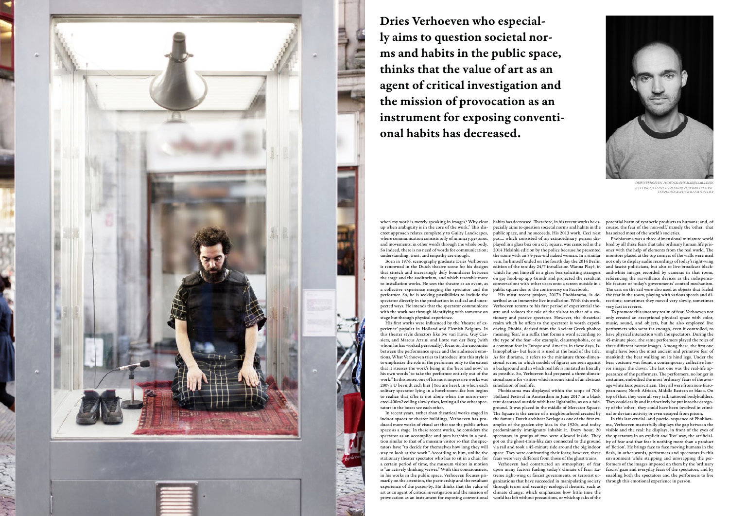**Dries Verhoeven who especially aims to question societal norms and habits in the public space, thinks that the value of art as an agent of critical investigation and the mission of provocation as an instrument for exposing conventional habits has decreased.**

DRIES VERHOEVEN, PHOTOGRAPHY: MARIJN SMULDERS
(LEFT PAGE) CECI N'EST PAS NOTRE PEUR DRIES VERHOEVEN PHOTOGRAPHY WILLEM POPELIER

when my work is merely speaking in images? Why clear up when ambiguity is in the core of the work." This discreet approach relates completely to Guilty Landscapes, where communication consists only of mimicry, gestures, and movements, in other words through the whole body. So indeed, there is no need of words for communication; understanding, trust, and empathy are enough.

Born in 1976, scenography graduate Dries Verhoeven is renowned in the Dutch theatre scene for his designs that stretch and increasingly defy boundaries between the stage and the auditorium, and which resemble more to installation works. He sees the theatre as an event, as a collective experience merging the spectator and the performer. So, he is seeking possibilities to include the spectator directly in the production in radical and unexpected ways. He intends that the spectator communicate with the work not through identifying with someone on stage but through physical experience.

His first works were influenced by the 'theatre of experience' popular in Holland and Flemish Belgium. In this theater style directors like Ivo van Hove, Guy Cassiers, and Marcus Azzini and Lotte van der Berg (with whom he has worked personally), focus on the encounter between the performance space and the audience's emotions. What Verhoeven tries to introduce into this style is to emphasize the role of the performer only to the extent that it stresses the work's being in the 'here and now:' in his own words "to take the performer entirely out of the work." In this sense, one of his most impressive works was 2007's U bevindt zich hier (You are here), in which each solitary spectator lying in a hotel-room-like box begins to realize that s/he is not alone when the mirror-covered-400m2 ceiling slowly rises, letting all the other spectators in the boxes see each other.

In recent years, rather than theatrical works staged in indoor spaces or theater buildings, Verhoeven has produced more works of visual art that use the public urban space as a stage. In these recent works, he considers the spectator as an accomplice and puts her/him in a position similar to that of a museum visitor so that the spectators have "to decide for themselves how long they will stay to look at the work." According to him, unlike the stationary theater spectator who has to sit in a chair for a certain period of time, the museum visitor in motion is "an actively thinking viewer." With this consciousness, in his works in the public space, Verhoeven focuses primarily on the attention, the partnership and the resultant experience of the passer-by. He thinks that the value of art as an agent of critical investigation and the mission of provocation as an instrument for exposing conventional habits has decreased. Therefore, in his recent works he especially aims to question societal norms and habits in the public space, and he succeeds. His 2013 work, Ceci n'est pas..., which consisted of an extraordinary person displayed in a glass box on a city square, was censored in the 2014 Helsinki edition by the police because he presented the scene with an 84-year-old naked woman. In a similar vein, he himself ended on the fourth day the 2014 Berlin edition of the ten-day 24/7 installation Wanna Play?, in which he put himself in a glass box soliciting strangers on gay hook-up app Grindr and projected the resultant conversations with other users onto a screen outside in a public square due to the controversy on Facebook.

His most recent project, 2017's Phobiarama, is described as an immersive live installation. With this work, Verhoeven returns to his first period of experiential theatre and reduces the role of the visitor to that of a stationary and passive spectator. However, the theatrical realm which he offers to the spectator is worth experiencing. Phobia, derived from the Ancient Greek phobos meaning 'fear,' is a suffix that forms a word according to the type of the fear –for example, claustrophobia, or as a common fear in Europe and America in these days, Islamophobia– but here it is used at the head of the title. As for diorama, it refers to the miniature three-dimensional scene, in which models of figures are seen against a background and in which real life is imitated as literally as possible. So, Verhoeven had prepared a three-dimensional scene for visitors which is some kind of an abstract simulation of real life.

Phobiarama was displayed within the scope of 70th Holland Festival in Amsterdam in June 2017 in a black tent decorated outside with bare lightbulbs, as on a fairground. It was placed in the middle of Mercator Square. The Square is the centre of a neighbourhood created by the famous Dutch architect Berlage as one of the first examples of the garden-city idea in the 1920s, and today predominantly immigrants inhabit it. Every hour, 20 spectators in groups of two were allowed inside. They got on the ghost-train-like cars connected to the ground via rail and took a 45-minute ride around the big indoor space. They were confronting their fears; however, these fears were very different from those of the ghost trains.

Verhoeven had constructed an atmosphere of fear upon many factors fueling today's climate of fear: Extreme right-wing or fascist governments, or terrorist organizations that have succeeded in manipulating society through terror and security; ecological rhetoric, such as climate change, which emphasizes how little time the world has left without precautions, or which speaks of the potential harm of synthetic products to humans; and, of course, the fear of the 'non-self,' namely the 'other,' that has seized most of the world's societies.

Phobiarama was a three-dimensional miniature world bred by all these fears that take ordinary human life prisoner with the help of elements from the real world. The monitors placed at the top corners of the walls were used not only to display audio recordings of today's right-wing and fascist politicians, but also to live-broadcast black-and-white images recorded by cameras in that room, referencing the surveillance devices as the indispensable feature of today's governments' control mechanism. The cars on the rail were also used as objects that fueled the fear in the room, playing with various speeds and directions; sometimes they moved very slowly, sometimes very fast in reverse.

To promote this uncanny realm of fear, Verhoeven not only created an exceptional physical space with color, music, sound, and objects, but he also employed live performers who went far enough, even if controlled, to have physical interaction with the spectators. During the 45-minute piece, the same performers played the roles of three different horror images. Among these, the first one might have been the most ancient and primitive fear of mankind: the bear walking on its hind legs. Under the bear costume was found a contemporary collective horror image: the clown. The last one was the real-life appearance of the performers. The performers, no longer in costumes, embodied the most 'ordinary' fears of the average white European citizen. They all were from non-European races; North African, Middle Eastern or black. On top of that, they were all very tall, tattooed bodybuilders. They could easily and instinctively be put into the category of the 'other'; they could have been involved in criminal or deviant activity or even escaped from prison.

In this last crucial -and poetic- sequence of Phobiarama, Verhoeven masterfully displays the gap between the visible and the real: he displays, in front of the eyes of the spectators in an explicit and 'live' way, the artificiality of fear and that fear is nothing more than a product of 'fiction'. He brings face to face moving humans in the flesh, in other words, performers and spectators in this environment while stripping and unwrapping the performers of the images imposed on them by the 'ordinary fascist' gaze and everyday fears of the spectators, and by enabling both the spectators and the performers to live through this emotional experience in person.